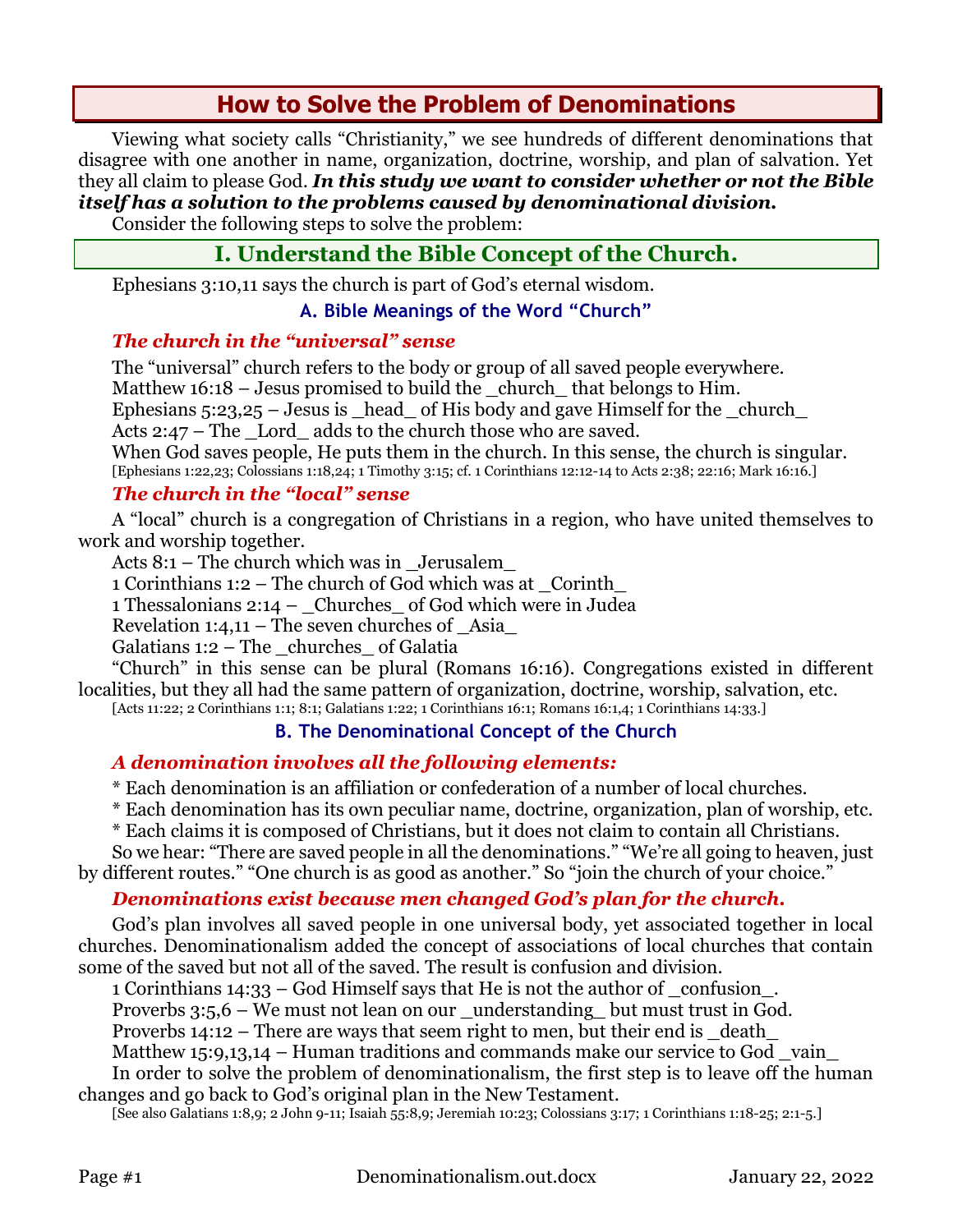# How to Solve the Problem of Denominations

Viewing what society calls "Christianity," we see hundreds of different denominations that disagree with one another in name, organization, doctrine, worship, and plan of salvation. Yet they all claim to please God. ***In this study we want to consider whether or not the Bible itself has a solution to the problems caused by denominational division.***

Consider the following steps to solve the problem:

## I. Understand the Bible Concept of the Church.

Ephesians 3:10,11 says the church is part of God's eternal wisdom.

### A. Bible Meanings of the Word "Church"

***The church in the "universal" sense***

The "universal" church refers to the body or group of all saved people everywhere.

Matthew 16:18 – Jesus promised to build the _church_ that belongs to Him.

Ephesians 5:23,25 – Jesus is _head_ of His body and gave Himself for the _church_

Acts 2:47 – The _Lord_ adds to the church those who are saved.

When God saves people, He puts them in the church. In this sense, the church is singular.

[Ephesians 1:22,23; Colossians 1:18,24; 1 Timothy 3:15; cf. 1 Corinthians 12:12-14 to Acts 2:38; 22:16; Mark 16:16.]

***The church in the "local" sense***

A "local" church is a congregation of Christians in a region, who have united themselves to work and worship together.

Acts 8:1 – The church which was in _Jerusalem_

1 Corinthians 1:2 – The church of God which was at _Corinth_

1 Thessalonians 2:14 – _Churches_ of God which were in Judea

Revelation 1:4,11 – The seven churches of _Asia_

Galatians 1:2 – The _churches_ of Galatia

"Church" in this sense can be plural (Romans 16:16). Congregations existed in different localities, but they all had the same pattern of organization, doctrine, worship, salvation, etc.

[Acts 11:22; 2 Corinthians 1:1; 8:1; Galatians 1:22; 1 Corinthians 16:1; Romans 16:1,4; 1 Corinthians 14:33.]

### B. The Denominational Concept of the Church

***A denomination involves all the following elements:***

* Each denomination is an affiliation or confederation of a number of local churches.
* Each denomination has its own peculiar name, doctrine, organization, plan of worship, etc.
* Each claims it is composed of Christians, but it does not claim to contain all Christians.

So we hear: "There are saved people in all the denominations." "We're all going to heaven, just by different routes." "One church is as good as another." So "join the church of your choice."

***Denominations exist because men changed God's plan for the church.***

God's plan involves all saved people in one universal body, yet associated together in local churches. Denominationalism added the concept of associations of local churches that contain some of the saved but not all of the saved. The result is confusion and division.

1 Corinthians 14:33 – God Himself says that He is not the author of _confusion_.

Proverbs 3:5,6 – We must not lean on our _understanding_ but must trust in God.

Proverbs 14:12 – There are ways that seem right to men, but their end is _death_

Matthew 15:9,13,14 – Human traditions and commands make our service to God _vain_

In order to solve the problem of denominationalism, the first step is to leave off the human changes and go back to God's original plan in the New Testament.

[See also Galatians 1:8,9; 2 John 9-11; Isaiah 55:8,9; Jeremiah 10:23; Colossians 3:17; 1 Corinthians 1:18-25; 2:1-5.]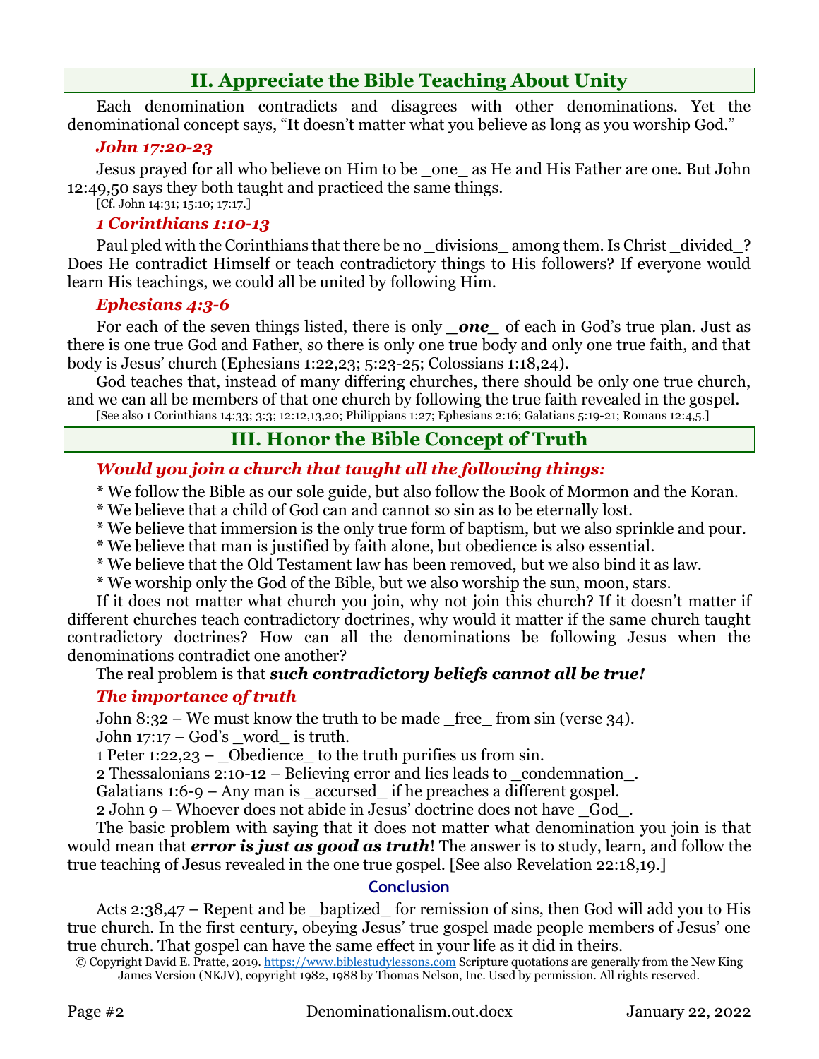## II. Appreciate the Bible Teaching About Unity

Each denomination contradicts and disagrees with other denominations. Yet the denominational concept says, “It doesn’t matter what you believe as long as you worship God.”

### *John 17:20-23*

Jesus prayed for all who believe on Him to be _one_ as He and His Father are one. But John 12:49,50 says they both taught and practiced the same things.

[Cf. John 14:31; 15:10; 17:17.]

### *1 Corinthians 1:10-13*

Paul pled with the Corinthians that there be no _divisions_ among them. Is Christ _divided_? Does He contradict Himself or teach contradictory things to His followers? If everyone would learn His teachings, we could all be united by following Him.

### *Ephesians 4:3-6*

For each of the seven things listed, there is only _***one***_ of each in God’s true plan. Just as there is one true God and Father, so there is only one true body and only one true faith, and that body is Jesus’ church (Ephesians 1:22,23; 5:23-25; Colossians 1:18,24).

God teaches that, instead of many differing churches, there should be only one true church, and we can all be members of that one church by following the true faith revealed in the gospel.

[See also 1 Corinthians 14:33; 3:3; 12:12,13,20; Philippians 1:27; Ephesians 2:16; Galatians 5:19-21; Romans 12:4,5.]

## III. Honor the Bible Concept of Truth

### *Would you join a church that taught all the following things:*

* We follow the Bible as our sole guide, but also follow the Book of Mormon and the Koran.
* We believe that a child of God can and cannot so sin as to be eternally lost.
* We believe that immersion is the only true form of baptism, but we also sprinkle and pour.
* We believe that man is justified by faith alone, but obedience is also essential.
* We believe that the Old Testament law has been removed, but we also bind it as law.
* We worship only the God of the Bible, but we also worship the sun, moon, stars.

If it does not matter what church you join, why not join this church? If it doesn’t matter if different churches teach contradictory doctrines, why would it matter if the same church taught contradictory doctrines? How can all the denominations be following Jesus when the denominations contradict one another?

The real problem is that ***such contradictory beliefs cannot all be true!***

### *The importance of truth*

John 8:32 – We must know the truth to be made _free_ from sin (verse 34).

John 17:17 – God’s _word_ is truth.

1 Peter 1:22,23 – _Obedience_ to the truth purifies us from sin.

2 Thessalonians 2:10-12 – Believing error and lies leads to _condemnation_.

Galatians 1:6-9 – Any man is _accursed_ if he preaches a different gospel.

2 John 9 – Whoever does not abide in Jesus’ doctrine does not have _God_.

The basic problem with saying that it does not matter what denomination you join is that would mean that ***error is just as good as truth***! The answer is to study, learn, and follow the true teaching of Jesus revealed in the one true gospel. [See also Revelation 22:18,19.]

### Conclusion

Acts 2:38,47 – Repent and be _baptized_ for remission of sins, then God will add you to His true church. In the first century, obeying Jesus’ true gospel made people members of Jesus’ one true church. That gospel can have the same effect in your life as it did in theirs.

© Copyright David E. Pratte, 2019. https://www.biblestudylessons.com Scripture quotations are generally from the New King James Version (NKJV), copyright 1982, 1988 by Thomas Nelson, Inc. Used by permission. All rights reserved.